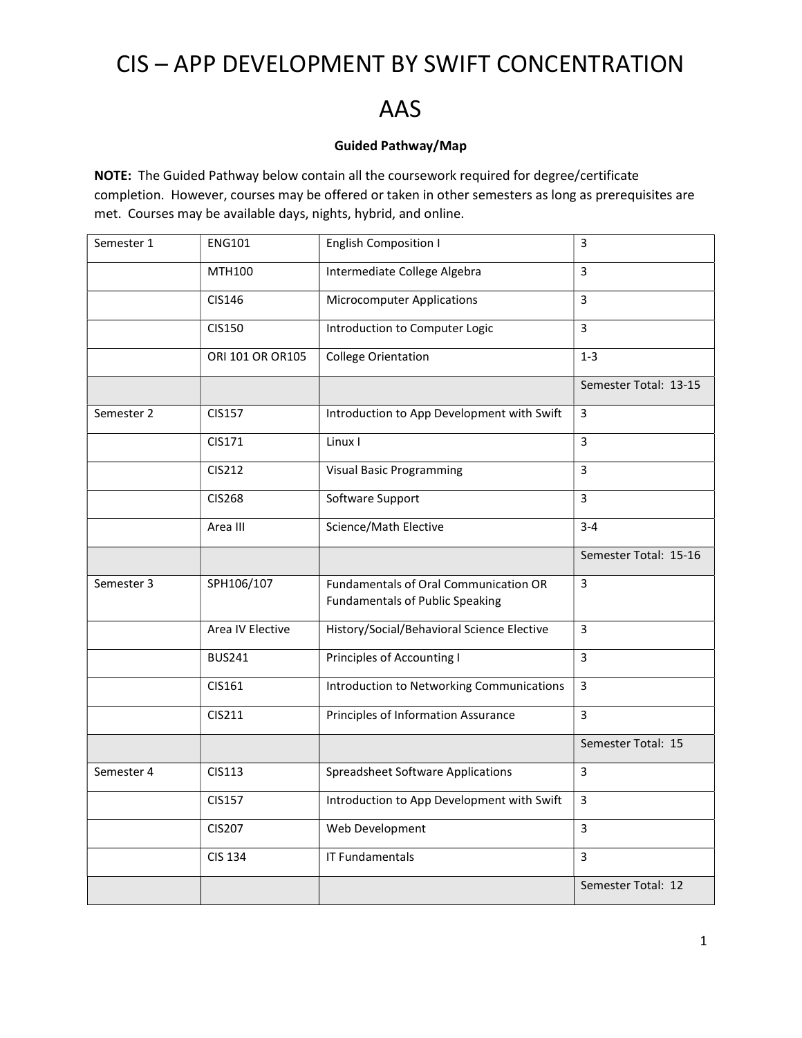# CIS – APP DEVELOPMENT BY SWIFT CONCENTRATION

# AAS

**Guided Pathway/Map**

**NOTE:** The Guided Pathway below contain all the coursework required for degree/certificate completion. However, courses may be offered or taken in other semesters as long as prerequisites are met. Courses may be available days, nights, hybrid, and online.

| | | | |
|---|---|---|---|
| Semester 1 | ENG101 | English Composition I | 3 |
| | MTH100 | Intermediate College Algebra | 3 |
| | CIS146 | Microcomputer Applications | 3 |
| | CIS150 | Introduction to Computer Logic | 3 |
| | ORI 101 OR OR105 | College Orientation | 1-3 |
| | | | Semester Total: 13-15 |
| Semester 2 | CIS157 | Introduction to App Development with Swift | 3 |
| | CIS171 | Linux I | 3 |
| | CIS212 | Visual Basic Programming | 3 |
| | CIS268 | Software Support | 3 |
| | Area III | Science/Math Elective | 3-4 |
| | | | Semester Total: 15-16 |
| Semester 3 | SPH106/107 | Fundamentals of Oral Communication OR Fundamentals of Public Speaking | 3 |
| | Area IV Elective | History/Social/Behavioral Science Elective | 3 |
| | BUS241 | Principles of Accounting I | 3 |
| | CIS161 | Introduction to Networking Communications | 3 |
| | CIS211 | Principles of Information Assurance | 3 |
| | | | Semester Total: 15 |
| Semester 4 | CIS113 | Spreadsheet Software Applications | 3 |
| | CIS157 | Introduction to App Development with Swift | 3 |
| | CIS207 | Web Development | 3 |
| | CIS 134 | IT Fundamentals | 3 |
| | | | Semester Total: 12 |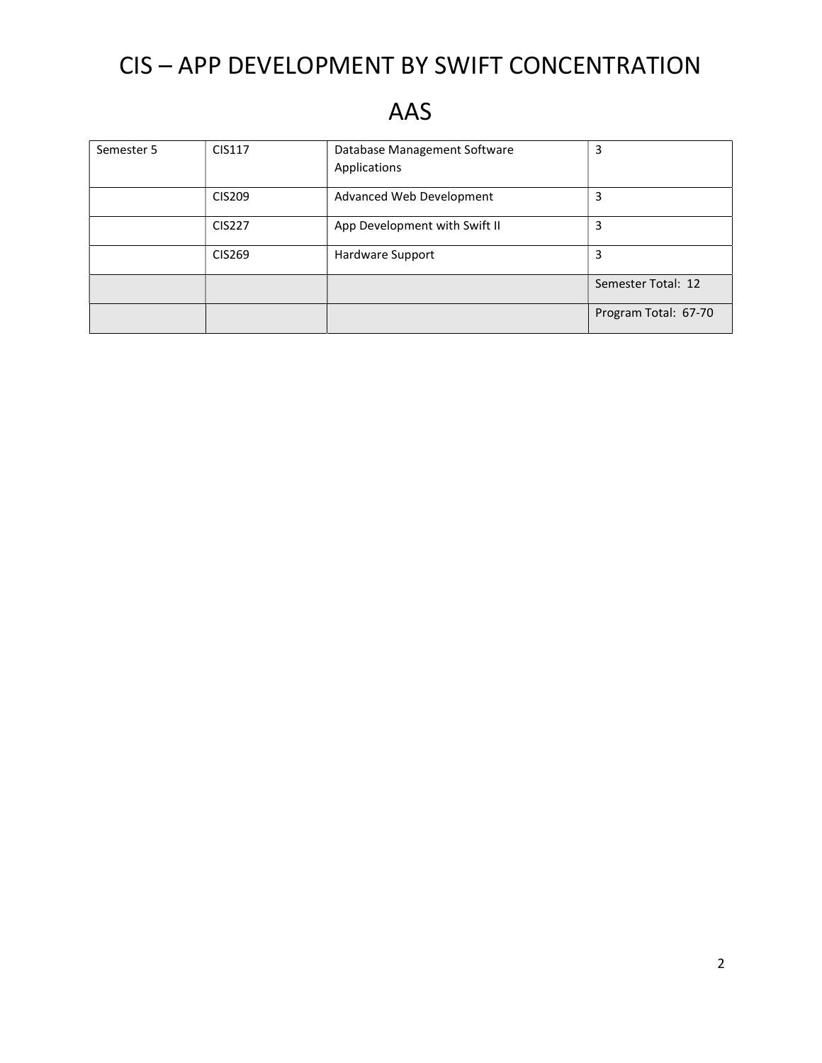# CIS – APP DEVELOPMENT BY SWIFT CONCENTRATION

# AAS

| | | | |
|---|---|---|---|
| Semester 5 | CIS117 | Database Management Software Applications | 3 |
| | CIS209 | Advanced Web Development | 3 |
| | CIS227 | App Development with Swift II | 3 |
| | CIS269 | Hardware Support | 3 |
| | | | Semester Total: 12 |
| | | | Program Total: 67-70 |